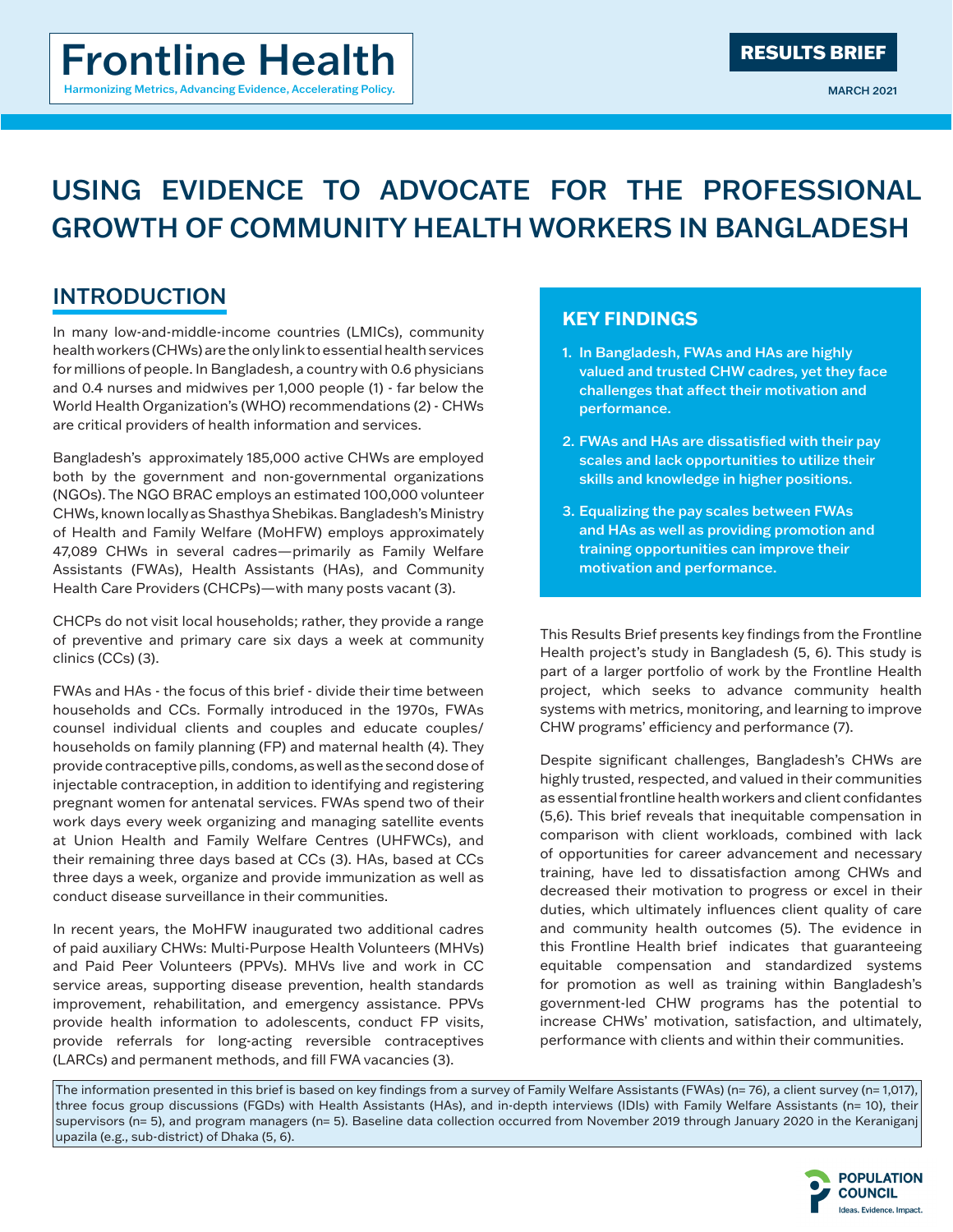# Frontline Health

Harmonizing Metrics, Advancing Evidence, Accelerating Policy.

RESULTS BRIEF

MARCH 2021

# USING EVIDENCE TO ADVOCATE FOR THE PROFESSIONAL GROWTH OF COMMUNITY HEALTH WORKERS IN BANGLADESH

## INTRODUCTION

In many low-and-middle-income countries (LMICs), community health workers (CHWs) are the only link to essential health services for millions of people. In Bangladesh, a country with 0.6 physicians and 0.4 nurses and midwives per 1,000 people (1) - far below the World Health Organization's (WHO) recommendations (2) - CHWs are critical providers of health information and services.

Bangladesh's approximately 185,000 active CHWs are employed both by the government and non-governmental organizations (NGOs). The NGO BRAC employs an estimated 100,000 volunteer CHWs, known locally as Shasthya Shebikas. Bangladesh's Ministry of Health and Family Welfare (MoHFW) employs approximately 47,089 CHWs in several cadres—primarily as Family Welfare Assistants (FWAs), Health Assistants (HAs), and Community Health Care Providers (CHCPs)—with many posts vacant (3).

CHCPs do not visit local households; rather, they provide a range of preventive and primary care six days a week at community clinics (CCs) (3).

FWAs and HAs - the focus of this brief - divide their time between households and CCs. Formally introduced in the 1970s, FWAs counsel individual clients and couples and educate couples/households on family planning (FP) and maternal health (4). They provide contraceptive pills, condoms, as well as the second dose of injectable contraception, in addition to identifying and registering pregnant women for antenatal services. FWAs spend two of their work days every week organizing and managing satellite events at Union Health and Family Welfare Centres (UHFWCs), and their remaining three days based at CCs (3). HAs, based at CCs three days a week, organize and provide immunization as well as conduct disease surveillance in their communities.

In recent years, the MoHFW inaugurated two additional cadres of paid auxiliary CHWs: Multi-Purpose Health Volunteers (MHVs) and Paid Peer Volunteers (PPVs). MHVs live and work in CC service areas, supporting disease prevention, health standards improvement, rehabilitation, and emergency assistance. PPVs provide health information to adolescents, conduct FP visits, provide referrals for long-acting reversible contraceptives (LARCs) and permanent methods, and fill FWA vacancies (3).

### KEY FINDINGS

1. **In Bangladesh, FWAs and HAs are highly valued and trusted CHW cadres, yet they face challenges that affect their motivation and performance.**
2. **FWAs and HAs are dissatisfied with their pay scales and lack opportunities to utilize their skills and knowledge in higher positions.**
3. **Equalizing the pay scales between FWAs and HAs as well as providing promotion and training opportunities can improve their motivation and performance.**

This Results Brief presents key findings from the Frontline Health project's study in Bangladesh (5, 6). This study is part of a larger portfolio of work by the Frontline Health project, which seeks to advance community health systems with metrics, monitoring, and learning to improve CHW programs' efficiency and performance (7).

Despite significant challenges, Bangladesh's CHWs are highly trusted, respected, and valued in their communities as essential frontline health workers and client confidantes (5,6). This brief reveals that inequitable compensation in comparison with client workloads, combined with lack of opportunities for career advancement and necessary training, have led to dissatisfaction among CHWs and decreased their motivation to progress or excel in their duties, which ultimately influences client quality of care and community health outcomes (5). The evidence in this Frontline Health brief indicates that guaranteeing equitable compensation and standardized systems for promotion as well as training within Bangladesh's government-led CHW programs has the potential to increase CHWs' motivation, satisfaction, and ultimately, performance with clients and within their communities.

The information presented in this brief is based on key findings from a survey of Family Welfare Assistants (FWAs) (n= 76), a client survey (n= 1,017), three focus group discussions (FGDs) with Health Assistants (HAs), and in-depth interviews (IDIs) with Family Welfare Assistants (n= 10), their supervisors (n= 5), and program managers (n= 5). Baseline data collection occurred from November 2019 through January 2020 in the Keraniganj upazila (e.g., sub-district) of Dhaka (5, 6).

POPULATION COUNCIL
Ideas. Evidence. Impact.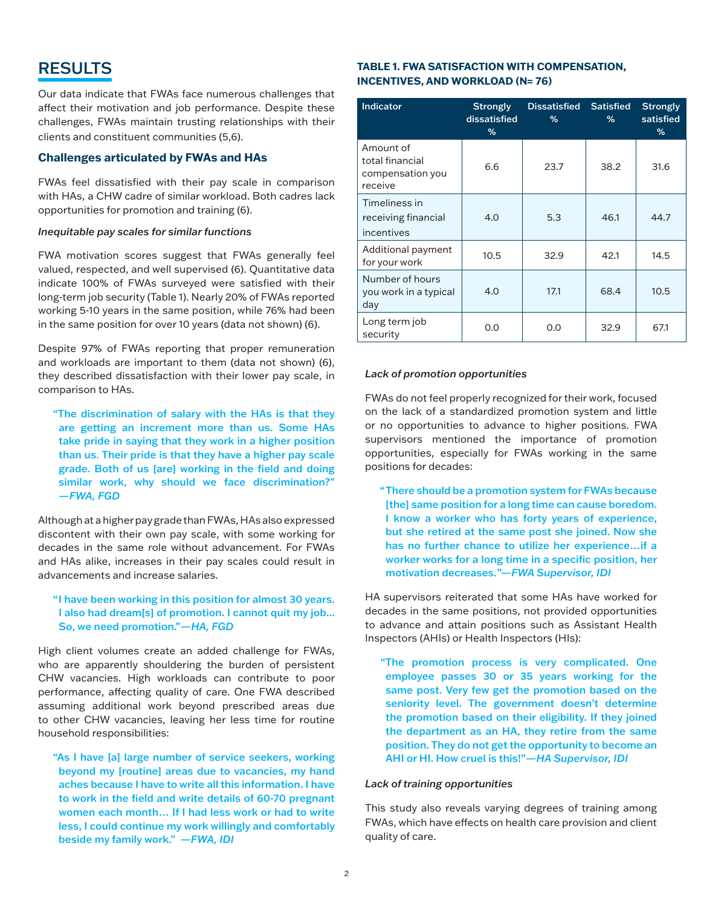## RESULTS

Our data indicate that FWAs face numerous challenges that affect their motivation and job performance. Despite these challenges, FWAs maintain trusting relationships with their clients and constituent communities (5,6).

### Challenges articulated by FWAs and HAs

FWAs feel dissatisfied with their pay scale in comparison with HAs, a CHW cadre of similar workload. Both cadres lack opportunities for promotion and training (6).

*Inequitable pay scales for similar functions*

FWA motivation scores suggest that FWAs generally feel valued, respected, and well supervised (6). Quantitative data indicate 100% of FWAs surveyed were satisfied with their long-term job security (Table 1). Nearly 20% of FWAs reported working 5-10 years in the same position, while 76% had been in the same position for over 10 years (data not shown) (6).

Despite 97% of FWAs reporting that proper remuneration and workloads are important to them (data not shown) (6), they described dissatisfaction with their lower pay scale, in comparison to HAs.

> **"The discrimination of salary with the HAs is that they are getting an increment more than us. Some HAs take pride in saying that they work in a higher position than us. Their pride is that they have a higher pay scale grade. Both of us [are] working in the field and doing similar work, why should we face discrimination?" *—FWA, FGD***

Although at a higher pay grade than FWAs, HAs also expressed discontent with their own pay scale, with some working for decades in the same role without advancement. For FWAs and HAs alike, increases in their pay scales could result in advancements and increase salaries.

> **"I have been working in this position for almost 30 years. I also had dream[s] of promotion. I cannot quit my job... So, we need promotion."*—HA, FGD***

High client volumes create an added challenge for FWAs, who are apparently shouldering the burden of persistent CHW vacancies. High workloads can contribute to poor performance, affecting quality of care. One FWA described assuming additional work beyond prescribed areas due to other CHW vacancies, leaving her less time for routine household responsibilities:

> **"As I have [a] large number of service seekers, working beyond my [routine] areas due to vacancies, my hand aches because I have to write all this information. I have to work in the field and write details of 60-70 pregnant women each month… If I had less work or had to write less, I could continue my work willingly and comfortably beside my family work." *—FWA, IDI***

**TABLE 1. FWA SATISFACTION WITH COMPENSATION, INCENTIVES, AND WORKLOAD (N= 76)**

| Indicator | Strongly dissatisfied % | Dissatisfied % | Satisfied % | Strongly satisfied % |
|---|---|---|---|---|
| Amount of total financial compensation you receive | 6.6 | 23.7 | 38.2 | 31.6 |
| Timeliness in receiving financial incentives | 4.0 | 5.3 | 46.1 | 44.7 |
| Additional payment for your work | 10.5 | 32.9 | 42.1 | 14.5 |
| Number of hours you work in a typical day | 4.0 | 17.1 | 68.4 | 10.5 |
| Long term job security | 0.0 | 0.0 | 32.9 | 67.1 |

*Lack of promotion opportunities*

FWAs do not feel properly recognized for their work, focused on the lack of a standardized promotion system and little or no opportunities to advance to higher positions. FWA supervisors mentioned the importance of promotion opportunities, especially for FWAs working in the same positions for decades:

> **"There should be a promotion system for FWAs because [the] same position for a long time can cause boredom. I know a worker who has forty years of experience, but she retired at the same post she joined. Now she has no further chance to utilize her experience…if a worker works for a long time in a specific position, her motivation decreases."*—FWA Supervisor, IDI***

HA supervisors reiterated that some HAs have worked for decades in the same positions, not provided opportunities to advance and attain positions such as Assistant Health Inspectors (AHIs) or Health Inspectors (HIs):

> **"The promotion process is very complicated. One employee passes 30 or 35 years working for the same post. Very few get the promotion based on the seniority level. The government doesn't determine the promotion based on their eligibility. If they joined the department as an HA, they retire from the same position. They do not get the opportunity to become an AHI or HI. How cruel is this!"*—HA Supervisor, IDI***

*Lack of training opportunities*

This study also reveals varying degrees of training among FWAs, which have effects on health care provision and client quality of care.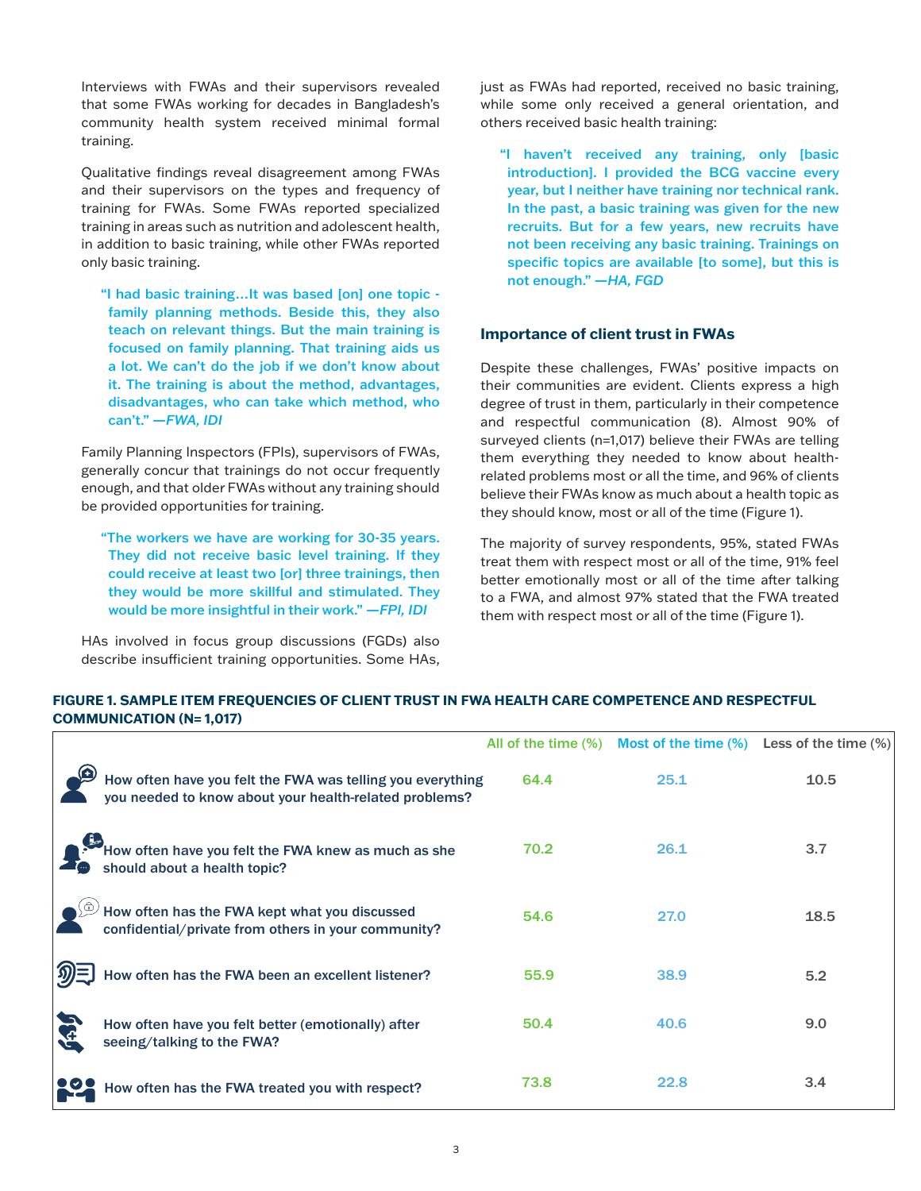Interviews with FWAs and their supervisors revealed that some FWAs working for decades in Bangladesh's community health system received minimal formal training.

Qualitative findings reveal disagreement among FWAs and their supervisors on the types and frequency of training for FWAs. Some FWAs reported specialized training in areas such as nutrition and adolescent health, in addition to basic training, while other FWAs reported only basic training.

> **"I had basic training…It was based [on] one topic - family planning methods. Beside this, they also teach on relevant things. But the main training is focused on family planning. That training aids us a lot. We can't do the job if we don't know about it. The training is about the method, advantages, disadvantages, who can take which method, who can't." —*FWA, IDI***

Family Planning Inspectors (FPIs), supervisors of FWAs, generally concur that trainings do not occur frequently enough, and that older FWAs without any training should be provided opportunities for training.

> **"The workers we have are working for 30-35 years. They did not receive basic level training. If they could receive at least two [or] three trainings, then they would be more skillful and stimulated. They would be more insightful in their work." —*FPI, IDI***

HAs involved in focus group discussions (FGDs) also describe insufficient training opportunities. Some HAs, just as FWAs had reported, received no basic training, while some only received a general orientation, and others received basic health training:

> **"I haven't received any training, only [basic introduction]. I provided the BCG vaccine every year, but I neither have training nor technical rank. In the past, a basic training was given for the new recruits. But for a few years, new recruits have not been receiving any basic training. Trainings on specific topics are available [to some], but this is not enough." —*HA, FGD***

### Importance of client trust in FWAs

Despite these challenges, FWAs' positive impacts on their communities are evident. Clients express a high degree of trust in them, particularly in their competence and respectful communication (8). Almost 90% of surveyed clients (n=1,017) believe their FWAs are telling them everything they needed to know about health-related problems most or all the time, and 96% of clients believe their FWAs know as much about a health topic as they should know, most or all of the time (Figure 1).

The majority of survey respondents, 95%, stated FWAs treat them with respect most or all of the time, 91% feel better emotionally most or all of the time after talking to a FWA, and almost 97% stated that the FWA treated them with respect most or all of the time (Figure 1).

**FIGURE 1. SAMPLE ITEM FREQUENCIES OF CLIENT TRUST IN FWA HEALTH CARE COMPETENCE AND RESPECTFUL COMMUNICATION (N= 1,017)**

| | All of the time (%) | Most of the time (%) | Less of the time (%) |
|---|---|---|---|
| How often have you felt the FWA was telling you everything you needed to know about your health-related problems? | 64.4 | 25.1 | 10.5 |
| How often have you felt the FWA knew as much as she should about a health topic? | 70.2 | 26.1 | 3.7 |
| How often has the FWA kept what you discussed confidential/private from others in your community? | 54.6 | 27.0 | 18.5 |
| How often has the FWA been an excellent listener? | 55.9 | 38.9 | 5.2 |
| How often have you felt better (emotionally) after seeing/talking to the FWA? | 50.4 | 40.6 | 9.0 |
| How often has the FWA treated you with respect? | 73.8 | 22.8 | 3.4 |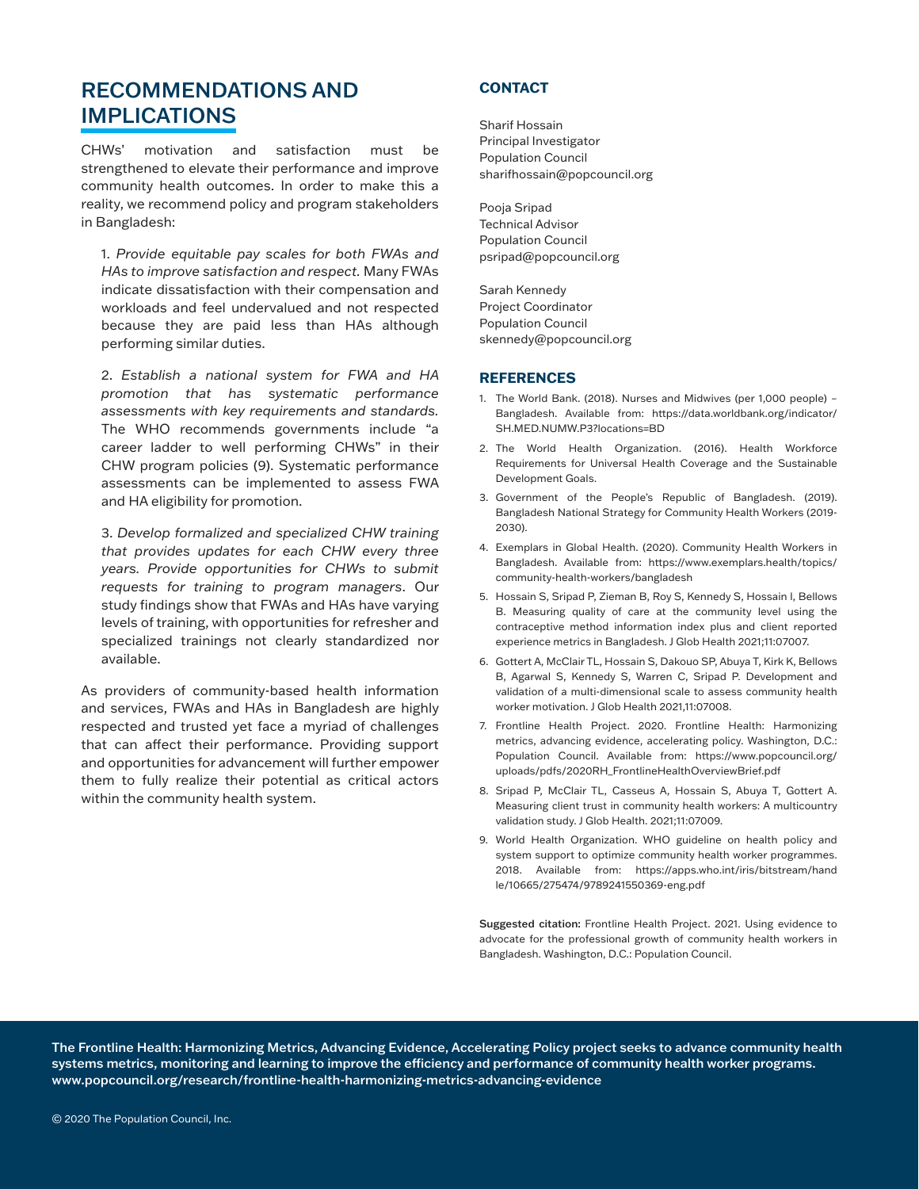## RECOMMENDATIONS AND IMPLICATIONS

CHWs' motivation and satisfaction must be strengthened to elevate their performance and improve community health outcomes. In order to make this a reality, we recommend policy and program stakeholders in Bangladesh:

1. *Provide equitable pay scales for both FWAs and HAs to improve satisfaction and respect.* Many FWAs indicate dissatisfaction with their compensation and workloads and feel undervalued and not respected because they are paid less than HAs although performing similar duties.

2. *Establish a national system for FWA and HA promotion that has systematic performance assessments with key requirements and standards.* The WHO recommends governments include "a career ladder to well performing CHWs" in their CHW program policies (9). Systematic performance assessments can be implemented to assess FWA and HA eligibility for promotion.

3. *Develop formalized and specialized CHW training that provides updates for each CHW every three years. Provide opportunities for CHWs to submit requests for training to program managers*. Our study findings show that FWAs and HAs have varying levels of training, with opportunities for refresher and specialized trainings not clearly standardized nor available.

As providers of community-based health information and services, FWAs and HAs in Bangladesh are highly respected and trusted yet face a myriad of challenges that can affect their performance. Providing support and opportunities for advancement will further empower them to fully realize their potential as critical actors within the community health system.

### CONTACT

Sharif Hossain
Principal Investigator
Population Council
sharifhossain@popcouncil.org

Pooja Sripad
Technical Advisor
Population Council
psripad@popcouncil.org

Sarah Kennedy
Project Coordinator
Population Council
skennedy@popcouncil.org

### REFERENCES

1. The World Bank. (2018). Nurses and Midwives (per 1,000 people) – Bangladesh. Available from: https://data.worldbank.org/indicator/SH.MED.NUMW.P3?locations=BD
2. The World Health Organization. (2016). Health Workforce Requirements for Universal Health Coverage and the Sustainable Development Goals.
3. Government of the People's Republic of Bangladesh. (2019). Bangladesh National Strategy for Community Health Workers (2019-2030).
4. Exemplars in Global Health. (2020). Community Health Workers in Bangladesh. Available from: https://www.exemplars.health/topics/community-health-workers/bangladesh
5. Hossain S, Sripad P, Zieman B, Roy S, Kennedy S, Hossain I, Bellows B. Measuring quality of care at the community level using the contraceptive method information index plus and client reported experience metrics in Bangladesh. J Glob Health 2021;11:07007.
6. Gottert A, McClair TL, Hossain S, Dakouo SP, Abuya T, Kirk K, Bellows B, Agarwal S, Kennedy S, Warren C, Sripad P. Development and validation of a multi-dimensional scale to assess community health worker motivation. J Glob Health 2021,11:07008.
7. Frontline Health Project. 2020. Frontline Health: Harmonizing metrics, advancing evidence, accelerating policy. Washington, D.C.: Population Council. Available from: https://www.popcouncil.org/uploads/pdfs/2020RH_FrontlineHealthOverviewBrief.pdf
8. Sripad P, McClair TL, Casseus A, Hossain S, Abuya T, Gottert A. Measuring client trust in community health workers: A multicountry validation study. J Glob Health. 2021;11:07009.
9. World Health Organization. WHO guideline on health policy and system support to optimize community health worker programmes. 2018. Available from: https://apps.who.int/iris/bitstream/handle/10665/275474/9789241550369-eng.pdf

**Suggested citation:** Frontline Health Project. 2021. Using evidence to advocate for the professional growth of community health workers in Bangladesh. Washington, D.C.: Population Council.

**The Frontline Health: Harmonizing Metrics, Advancing Evidence, Accelerating Policy project seeks to advance community health systems metrics, monitoring and learning to improve the efficiency and performance of community health worker programs. www.popcouncil.org/research/frontline-health-harmonizing-metrics-advancing-evidence**

© 2020 The Population Council, Inc.